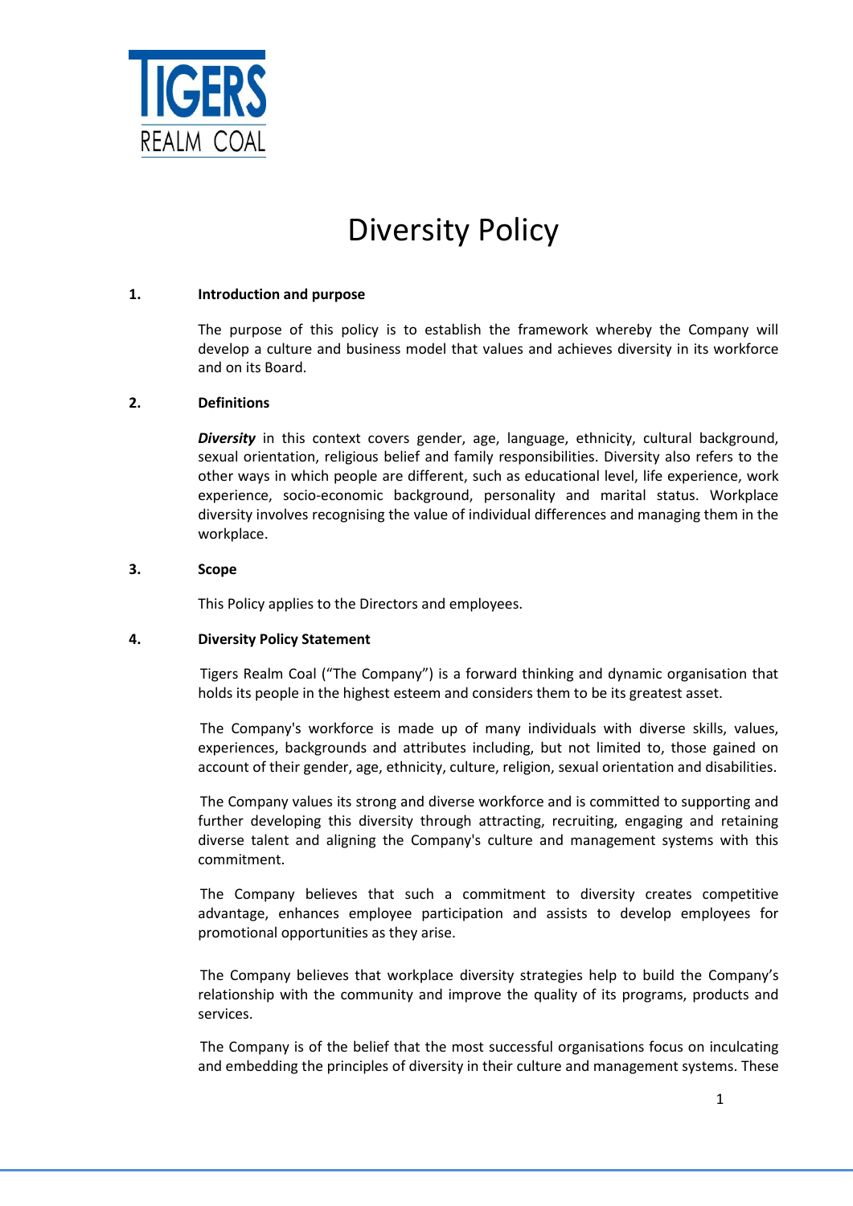TIGERS REALM COAL

# Diversity Policy

## 1. Introduction and purpose

The purpose of this policy is to establish the framework whereby the Company will develop a culture and business model that values and achieves diversity in its workforce and on its Board.

## 2. Definitions

***Diversity*** in this context covers gender, age, language, ethnicity, cultural background, sexual orientation, religious belief and family responsibilities. Diversity also refers to the other ways in which people are different, such as educational level, life experience, work experience, socio-economic background, personality and marital status. Workplace diversity involves recognising the value of individual differences and managing them in the workplace.

## 3. Scope

This Policy applies to the Directors and employees.

## 4. Diversity Policy Statement

Tigers Realm Coal ("The Company") is a forward thinking and dynamic organisation that holds its people in the highest esteem and considers them to be its greatest asset.

The Company's workforce is made up of many individuals with diverse skills, values, experiences, backgrounds and attributes including, but not limited to, those gained on account of their gender, age, ethnicity, culture, religion, sexual orientation and disabilities.

The Company values its strong and diverse workforce and is committed to supporting and further developing this diversity through attracting, recruiting, engaging and retaining diverse talent and aligning the Company's culture and management systems with this commitment.

The Company believes that such a commitment to diversity creates competitive advantage, enhances employee participation and assists to develop employees for promotional opportunities as they arise.

The Company believes that workplace diversity strategies help to build the Company's relationship with the community and improve the quality of its programs, products and services.

The Company is of the belief that the most successful organisations focus on inculcating and embedding the principles of diversity in their culture and management systems. These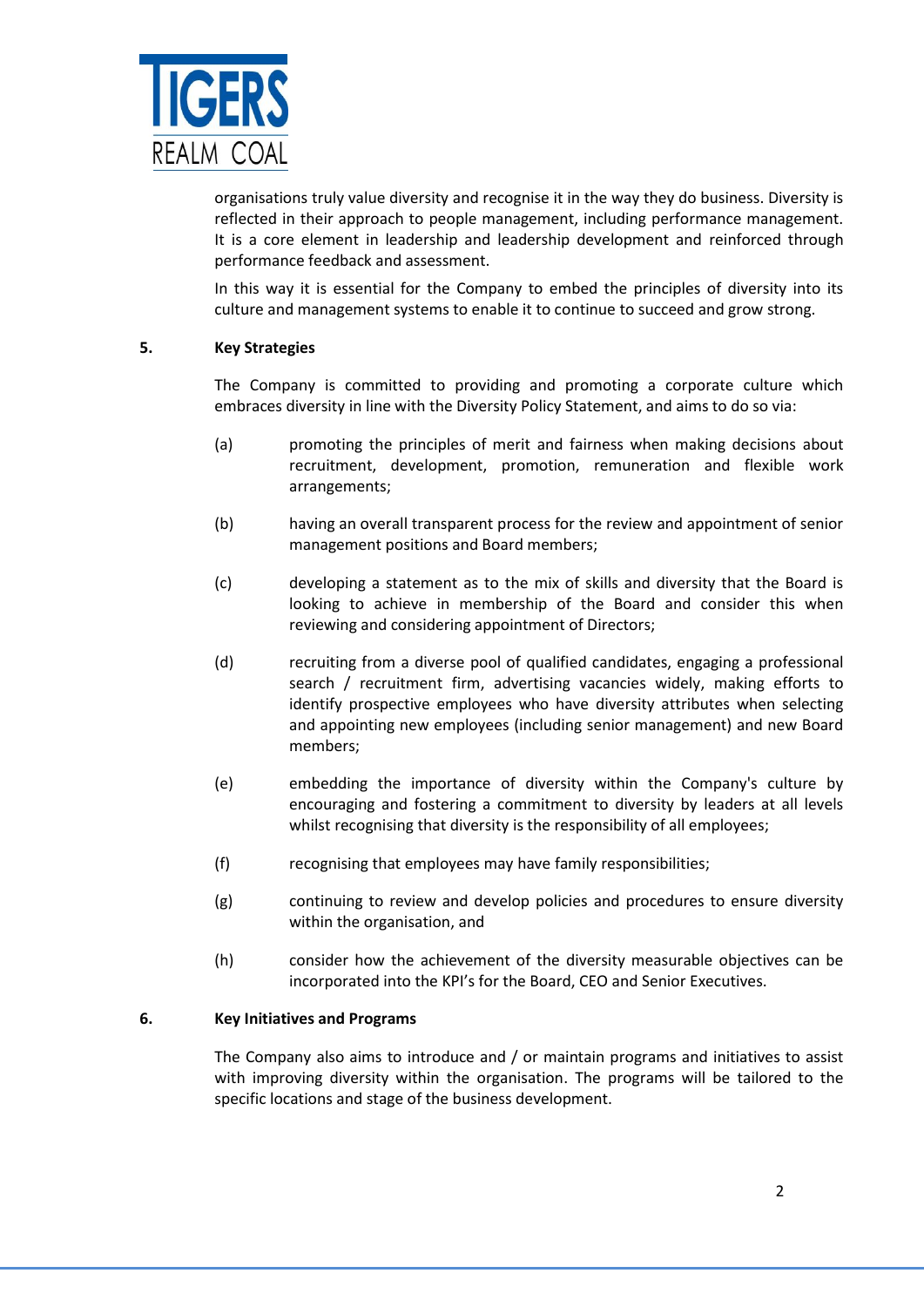organisations truly value diversity and recognise it in the way they do business. Diversity is reflected in their approach to people management, including performance management. It is a core element in leadership and leadership development and reinforced through performance feedback and assessment.

In this way it is essential for the Company to embed the principles of diversity into its culture and management systems to enable it to continue to succeed and grow strong.

## 5. Key Strategies

The Company is committed to providing and promoting a corporate culture which embraces diversity in line with the Diversity Policy Statement, and aims to do so via:

(a) promoting the principles of merit and fairness when making decisions about recruitment, development, promotion, remuneration and flexible work arrangements;

(b) having an overall transparent process for the review and appointment of senior management positions and Board members;

(c) developing a statement as to the mix of skills and diversity that the Board is looking to achieve in membership of the Board and consider this when reviewing and considering appointment of Directors;

(d) recruiting from a diverse pool of qualified candidates, engaging a professional search / recruitment firm, advertising vacancies widely, making efforts to identify prospective employees who have diversity attributes when selecting and appointing new employees (including senior management) and new Board members;

(e) embedding the importance of diversity within the Company's culture by encouraging and fostering a commitment to diversity by leaders at all levels whilst recognising that diversity is the responsibility of all employees;

(f) recognising that employees may have family responsibilities;

(g) continuing to review and develop policies and procedures to ensure diversity within the organisation, and

(h) consider how the achievement of the diversity measurable objectives can be incorporated into the KPI's for the Board, CEO and Senior Executives.

## 6. Key Initiatives and Programs

The Company also aims to introduce and / or maintain programs and initiatives to assist with improving diversity within the organisation. The programs will be tailored to the specific locations and stage of the business development.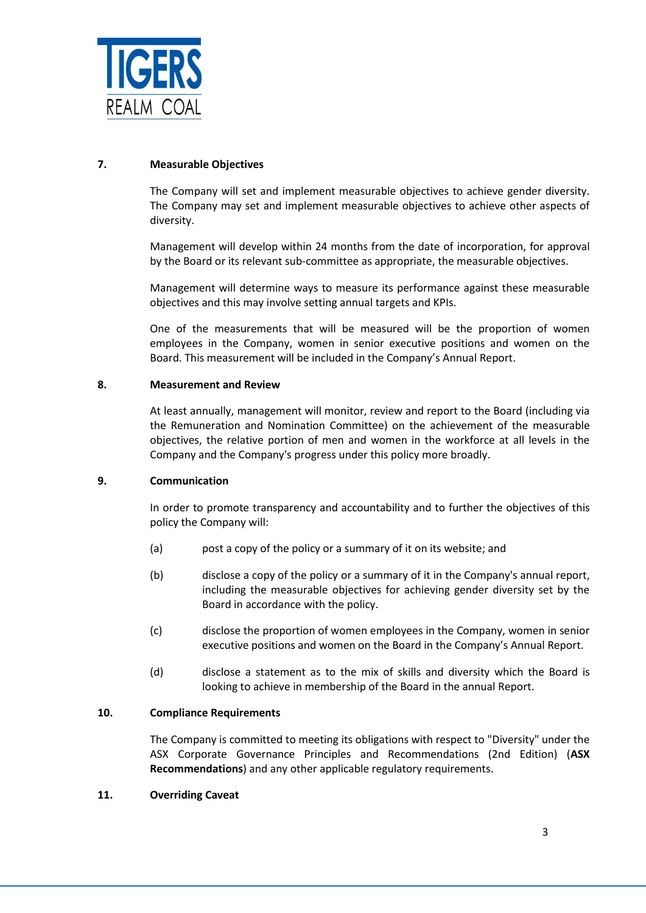## 7. Measurable Objectives

The Company will set and implement measurable objectives to achieve gender diversity. The Company may set and implement measurable objectives to achieve other aspects of diversity.

Management will develop within 24 months from the date of incorporation, for approval by the Board or its relevant sub-committee as appropriate, the measurable objectives.

Management will determine ways to measure its performance against these measurable objectives and this may involve setting annual targets and KPIs.

One of the measurements that will be measured will be the proportion of women employees in the Company, women in senior executive positions and women on the Board. This measurement will be included in the Company's Annual Report.

## 8. Measurement and Review

At least annually, management will monitor, review and report to the Board (including via the Remuneration and Nomination Committee) on the achievement of the measurable objectives, the relative portion of men and women in the workforce at all levels in the Company and the Company's progress under this policy more broadly.

## 9. Communication

In order to promote transparency and accountability and to further the objectives of this policy the Company will:

(a) post a copy of the policy or a summary of it on its website; and

(b) disclose a copy of the policy or a summary of it in the Company's annual report, including the measurable objectives for achieving gender diversity set by the Board in accordance with the policy.

(c) disclose the proportion of women employees in the Company, women in senior executive positions and women on the Board in the Company's Annual Report.

(d) disclose a statement as to the mix of skills and diversity which the Board is looking to achieve in membership of the Board in the annual Report.

## 10. Compliance Requirements

The Company is committed to meeting its obligations with respect to "Diversity" under the ASX Corporate Governance Principles and Recommendations (2nd Edition) (**ASX Recommendations**) and any other applicable regulatory requirements.

## 11. Overriding Caveat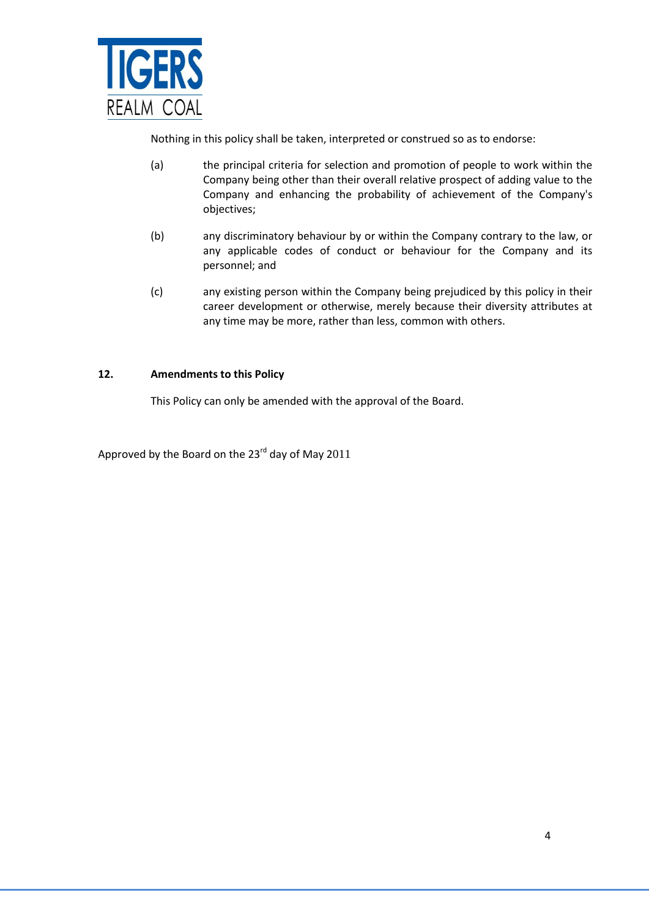Nothing in this policy shall be taken, interpreted or construed so as to endorse:

(a) the principal criteria for selection and promotion of people to work within the Company being other than their overall relative prospect of adding value to the Company and enhancing the probability of achievement of the Company's objectives;

(b) any discriminatory behaviour by or within the Company contrary to the law, or any applicable codes of conduct or behaviour for the Company and its personnel; and

(c) any existing person within the Company being prejudiced by this policy in their career development or otherwise, merely because their diversity attributes at any time may be more, rather than less, common with others.

## 12. Amendments to this Policy

This Policy can only be amended with the approval of the Board.

Approved by the Board on the 23rd day of May 2011